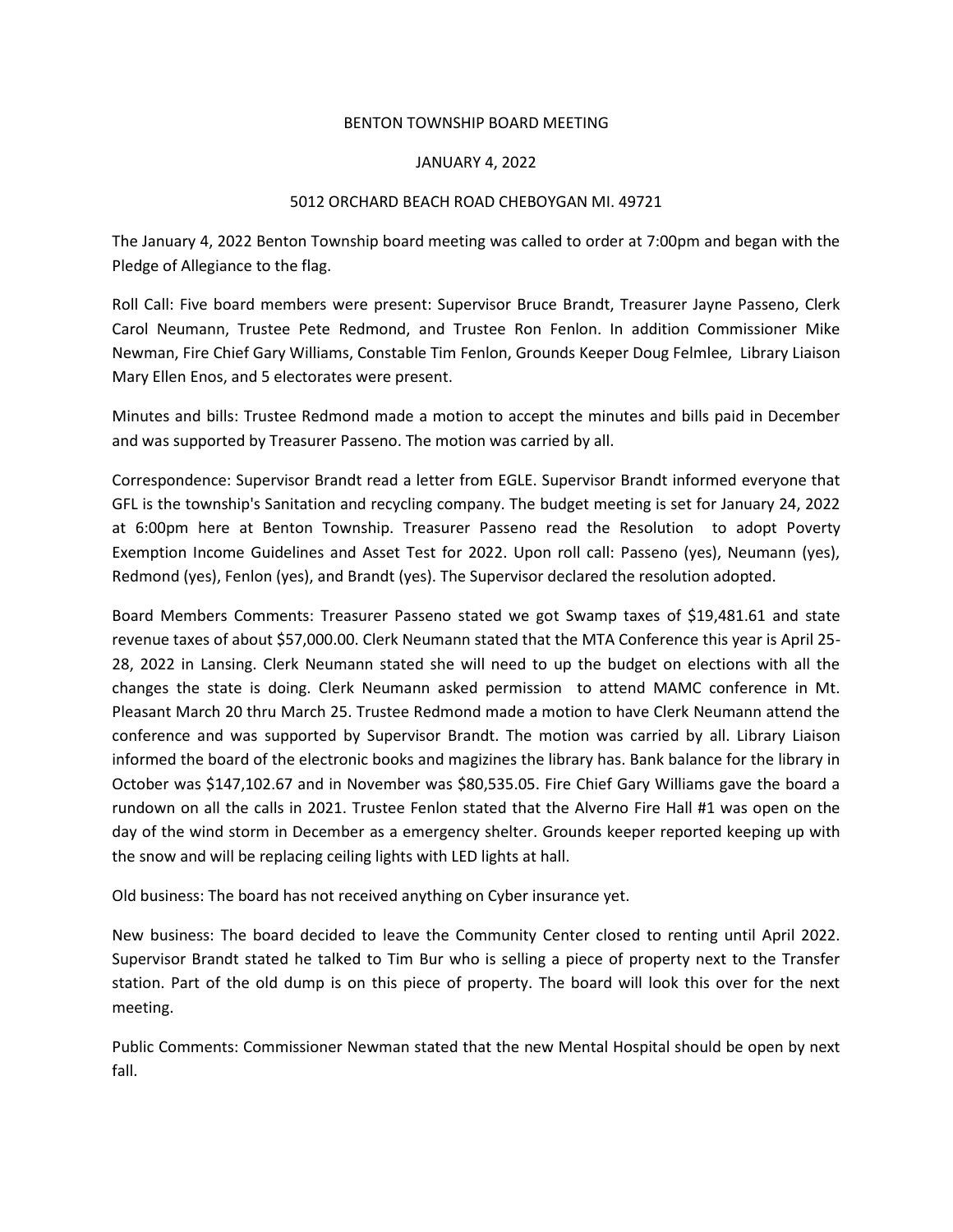# BENTON TOWNSHIP BOARD MEETING

JANUARY 4, 2022

5012 ORCHARD BEACH ROAD CHEBOYGAN MI. 49721

The January 4, 2022 Benton Township board meeting was called to order at 7:00pm and began with the Pledge of Allegiance to the flag.

Roll Call: Five board members were present: Supervisor Bruce Brandt, Treasurer Jayne Passeno, Clerk Carol Neumann, Trustee Pete Redmond, and Trustee Ron Fenlon. In addition Commissioner Mike Newman, Fire Chief Gary Williams, Constable Tim Fenlon, Grounds Keeper Doug Felmlee, Library Liaison Mary Ellen Enos, and 5 electorates were present.

Minutes and bills: Trustee Redmond made a motion to accept the minutes and bills paid in December and was supported by Treasurer Passeno. The motion was carried by all.

Correspondence: Supervisor Brandt read a letter from EGLE. Supervisor Brandt informed everyone that GFL is the township's Sanitation and recycling company. The budget meeting is set for January 24, 2022 at 6:00pm here at Benton Township. Treasurer Passeno read the Resolution to adopt Poverty Exemption Income Guidelines and Asset Test for 2022. Upon roll call: Passeno (yes), Neumann (yes), Redmond (yes), Fenlon (yes), and Brandt (yes). The Supervisor declared the resolution adopted.

Board Members Comments: Treasurer Passeno stated we got Swamp taxes of $19,481.61 and state revenue taxes of about $57,000.00. Clerk Neumann stated that the MTA Conference this year is April 25-28, 2022 in Lansing. Clerk Neumann stated she will need to up the budget on elections with all the changes the state is doing. Clerk Neumann asked permission to attend MAMC conference in Mt. Pleasant March 20 thru March 25. Trustee Redmond made a motion to have Clerk Neumann attend the conference and was supported by Supervisor Brandt. The motion was carried by all. Library Liaison informed the board of the electronic books and magizines the library has. Bank balance for the library in October was $147,102.67 and in November was $80,535.05. Fire Chief Gary Williams gave the board a rundown on all the calls in 2021. Trustee Fenlon stated that the Alverno Fire Hall #1 was open on the day of the wind storm in December as a emergency shelter. Grounds keeper reported keeping up with the snow and will be replacing ceiling lights with LED lights at hall.

Old business: The board has not received anything on Cyber insurance yet.

New business: The board decided to leave the Community Center closed to renting until April 2022. Supervisor Brandt stated he talked to Tim Bur who is selling a piece of property next to the Transfer station. Part of the old dump is on this piece of property. The board will look this over for the next meeting.

Public Comments: Commissioner Newman stated that the new Mental Hospital should be open by next fall.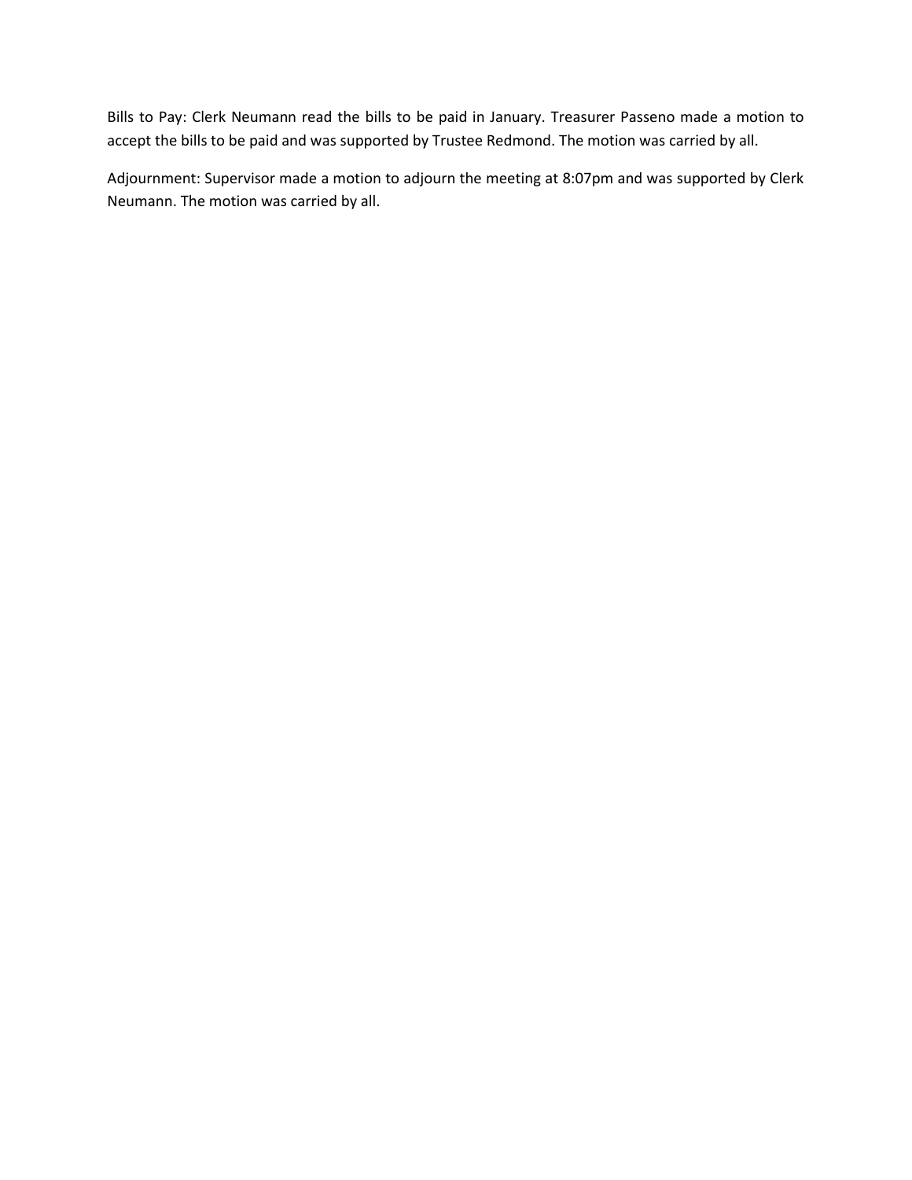Bills to Pay: Clerk Neumann read the bills to be paid in January. Treasurer Passeno made a motion to accept the bills to be paid and was supported by Trustee Redmond. The motion was carried by all.

Adjournment: Supervisor made a motion to adjourn the meeting at 8:07pm and was supported by Clerk Neumann. The motion was carried by all.